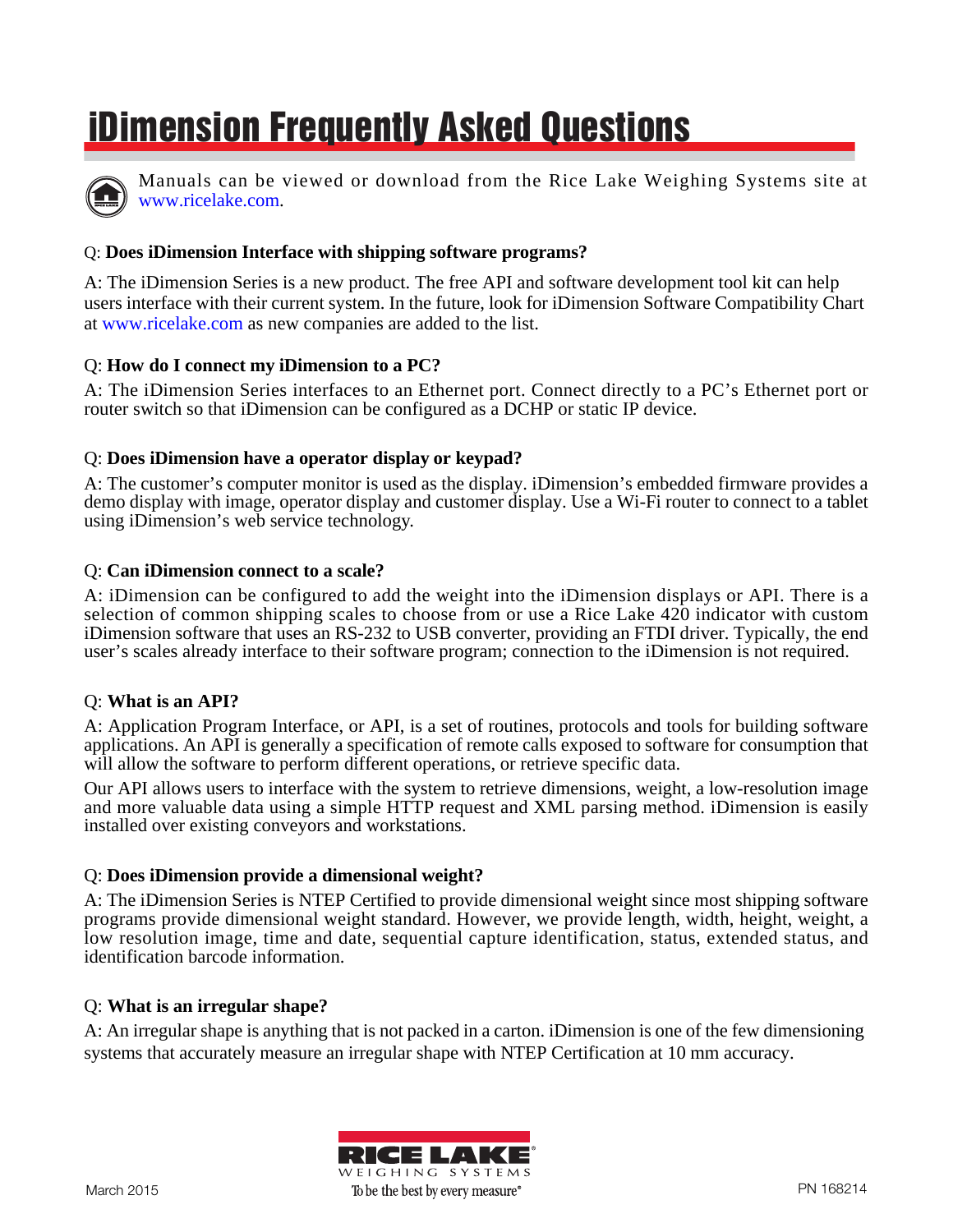# iDimension Frequently Asked Questions

Manuals can be viewed or download from the Rice Lake Weighing Systems site at www.ricelake.com.

Q: **Does iDimension Interface with shipping software programs?**

A: The iDimension Series is a new product. The free API and software development tool kit can help users interface with their current system. In the future, look for iDimension Software Compatibility Chart at www.ricelake.com as new companies are added to the list.

Q: **How do I connect my iDimension to a PC?**

A: The iDimension Series interfaces to an Ethernet port. Connect directly to a PC's Ethernet port or router switch so that iDimension can be configured as a DCHP or static IP device.

Q: **Does iDimension have a operator display or keypad?**

A: The customer's computer monitor is used as the display. iDimension's embedded firmware provides a demo display with image, operator display and customer display. Use a Wi-Fi router to connect to a tablet using iDimension's web service technology.

Q: **Can iDimension connect to a scale?**

A: iDimension can be configured to add the weight into the iDimension displays or API. There is a selection of common shipping scales to choose from or use a Rice Lake 420 indicator with custom iDimension software that uses an RS-232 to USB converter, providing an FTDI driver. Typically, the end user's scales already interface to their software program; connection to the iDimension is not required.

Q: **What is an API?**

A: Application Program Interface, or API, is a set of routines, protocols and tools for building software applications. An API is generally a specification of remote calls exposed to software for consumption that will allow the software to perform different operations, or retrieve specific data.

Our API allows users to interface with the system to retrieve dimensions, weight, a low-resolution image and more valuable data using a simple HTTP request and XML parsing method. iDimension is easily installed over existing conveyors and workstations.

Q: **Does iDimension provide a dimensional weight?**

A: The iDimension Series is NTEP Certified to provide dimensional weight since most shipping software programs provide dimensional weight standard. However, we provide length, width, height, weight, a low resolution image, time and date, sequential capture identification, status, extended status, and identification barcode information.

Q: **What is an irregular shape?**

A: An irregular shape is anything that is not packed in a carton. iDimension is one of the few dimensioning systems that accurately measure an irregular shape with NTEP Certification at 10 mm accuracy.

RICE LAKE WEIGHING SYSTEMS
To be the best by every measure®

March 2015

PN 168214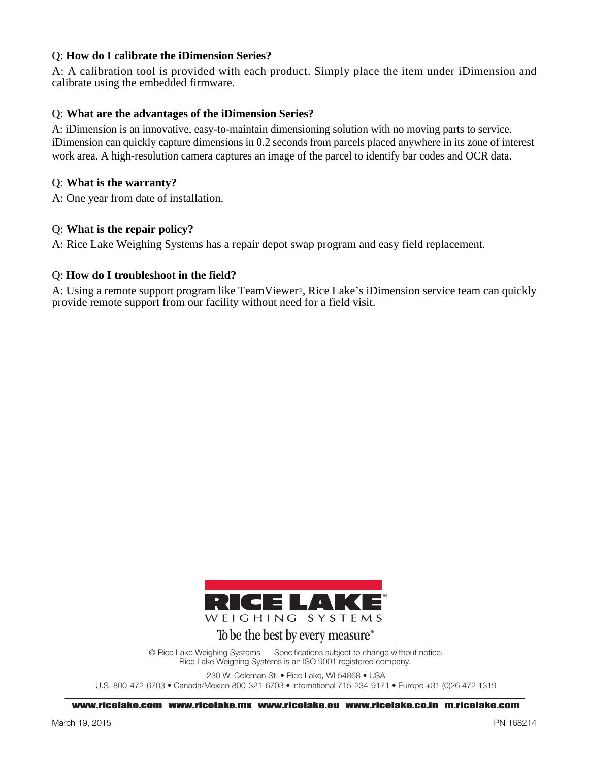Q: **How do I calibrate the iDimension Series?**

A: A calibration tool is provided with each product. Simply place the item under iDimension and calibrate using the embedded firmware.

Q: **What are the advantages of the iDimension Series?**

A: iDimension is an innovative, easy-to-maintain dimensioning solution with no moving parts to service. iDimension can quickly capture dimensions in 0.2 seconds from parcels placed anywhere in its zone of interest work area. A high-resolution camera captures an image of the parcel to identify bar codes and OCR data.

Q: **What is the warranty?**

A: One year from date of installation.

Q: **What is the repair policy?**

A: Rice Lake Weighing Systems has a repair depot swap program and easy field replacement.

Q: **How do I troubleshoot in the field?**

A: Using a remote support program like TeamViewer®, Rice Lake's iDimension service team can quickly provide remote support from our facility without need for a field visit.

RICE LAKE®
WEIGHING SYSTEMS

To be the best by every measure®

© Rice Lake Weighing Systems Specifications subject to change without notice.
Rice Lake Weighing Systems is an ISO 9001 registered company.

230 W. Coleman St. • Rice Lake, WI 54868 • USA
U.S. 800-472-6703 • Canada/Mexico 800-321-6703 • International 715-234-9171 • Europe +31 (0)26 472 1319

www.ricelake.com www.ricelake.mx www.ricelake.eu www.ricelake.co.in m.ricelake.com

March 19, 2015 PN 168214